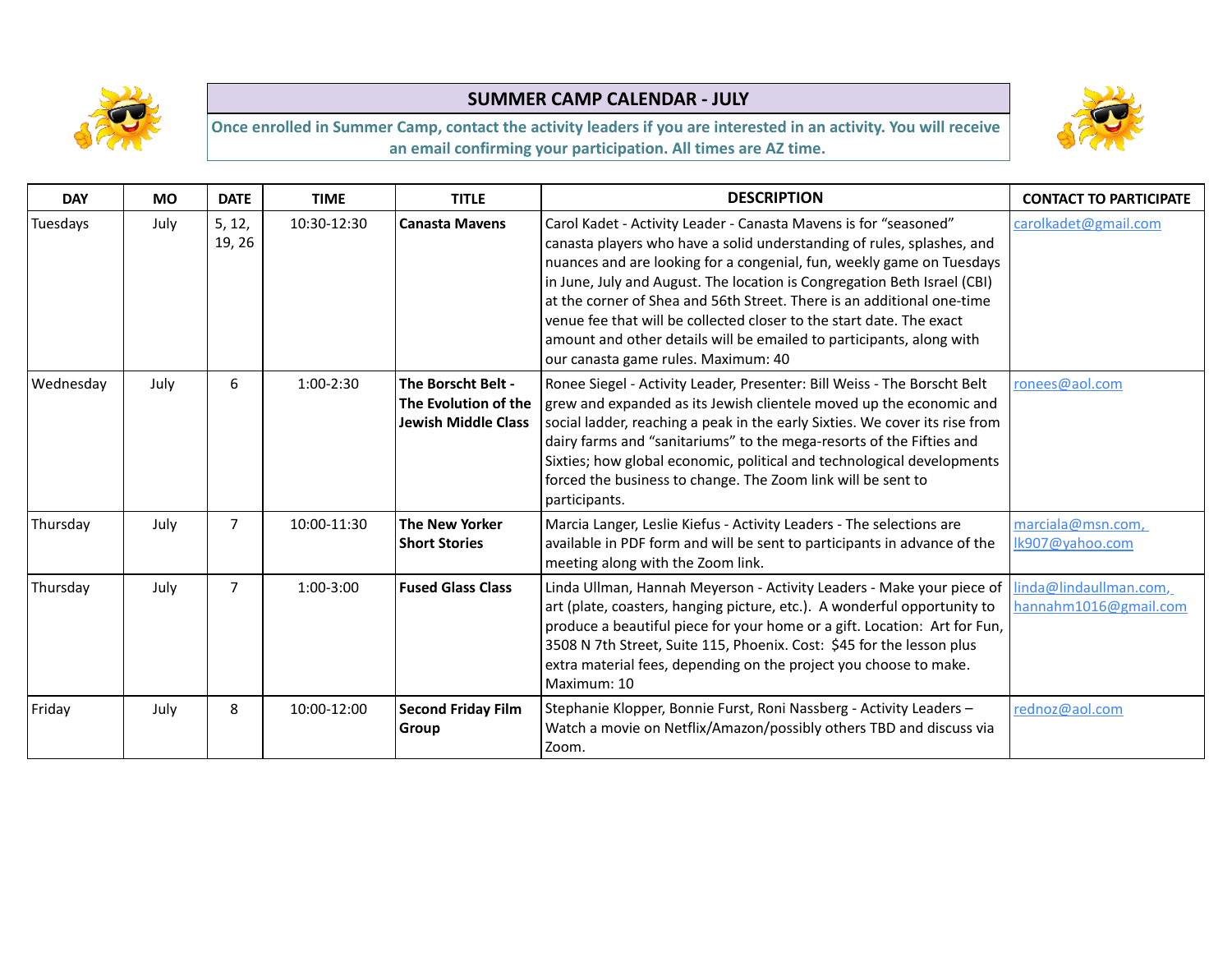# SUMMER CAMP CALENDAR - JULY

**Once enrolled in Summer Camp, contact the activity leaders if you are interested in an activity. You will receive an email confirming your participation. All times are AZ time.**

| DAY | MO | DATE | TIME | TITLE | DESCRIPTION | CONTACT TO PARTICIPATE |
|---|---|---|---|---|---|---|
| Tuesdays | July | 5, 12, 19, 26 | 10:30-12:30 | **Canasta Mavens** | Carol Kadet - Activity Leader - Canasta Mavens is for "seasoned" canasta players who have a solid understanding of rules, splashes, and nuances and are looking for a congenial, fun, weekly game on Tuesdays in June, July and August. The location is Congregation Beth Israel (CBI) at the corner of Shea and 56th Street. There is an additional one-time venue fee that will be collected closer to the start date. The exact amount and other details will be emailed to participants, along with our canasta game rules. Maximum: 40 | carolkadet@gmail.com |
| Wednesday | July | 6 | 1:00-2:30 | **The Borscht Belt - The Evolution of the Jewish Middle Class** | Ronee Siegel - Activity Leader, Presenter: Bill Weiss - The Borscht Belt grew and expanded as its Jewish clientele moved up the economic and social ladder, reaching a peak in the early Sixties. We cover its rise from dairy farms and "sanitariums" to the mega-resorts of the Fifties and Sixties; how global economic, political and technological developments forced the business to change. The Zoom link will be sent to participants. | ronees@aol.com |
| Thursday | July | 7 | 10:00-11:30 | **The New Yorker Short Stories** | Marcia Langer, Leslie Kiefus - Activity Leaders - The selections are available in PDF form and will be sent to participants in advance of the meeting along with the Zoom link. | marciala@msn.com, lk907@yahoo.com |
| Thursday | July | 7 | 1:00-3:00 | **Fused Glass Class** | Linda Ullman, Hannah Meyerson - Activity Leaders - Make your piece of art (plate, coasters, hanging picture, etc.). A wonderful opportunity to produce a beautiful piece for your home or a gift. Location: Art for Fun, 3508 N 7th Street, Suite 115, Phoenix. Cost: $45 for the lesson plus extra material fees, depending on the project you choose to make. Maximum: 10 | linda@lindaullman.com, hannahm1016@gmail.com |
| Friday | July | 8 | 10:00-12:00 | **Second Friday Film Group** | Stephanie Klopper, Bonnie Furst, Roni Nassberg - Activity Leaders – Watch a movie on Netflix/Amazon/possibly others TBD and discuss via Zoom. | rednoz@aol.com |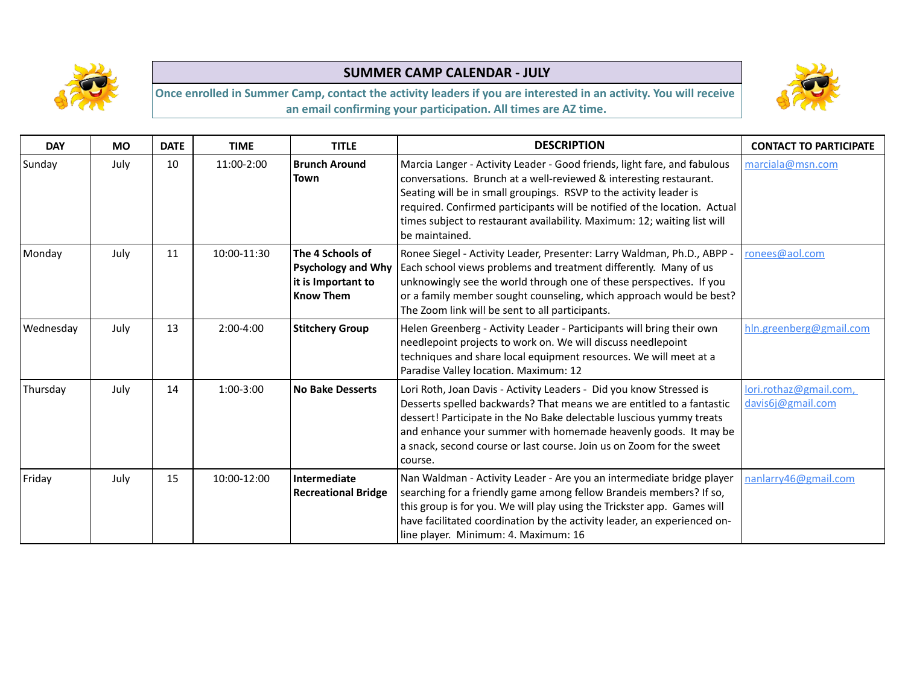# SUMMER CAMP CALENDAR - JULY

**Once enrolled in Summer Camp, contact the activity leaders if you are interested in an activity. You will receive an email confirming your participation. All times are AZ time.**

| DAY | MO | DATE | TIME | TITLE | DESCRIPTION | CONTACT TO PARTICIPATE |
|---|---|---|---|---|---|---|
| Sunday | July | 10 | 11:00-2:00 | **Brunch Around Town** | Marcia Langer - Activity Leader - Good friends, light fare, and fabulous conversations. Brunch at a well-reviewed & interesting restaurant. Seating will be in small groupings. RSVP to the activity leader is required. Confirmed participants will be notified of the location. Actual times subject to restaurant availability. Maximum: 12; waiting list will be maintained. | marciala@msn.com |
| Monday | July | 11 | 10:00-11:30 | **The 4 Schools of Psychology and Why it is Important to Know Them** | Ronee Siegel - Activity Leader, Presenter: Larry Waldman, Ph.D., ABPP - Each school views problems and treatment differently. Many of us unknowingly see the world through one of these perspectives. If you or a family member sought counseling, which approach would be best? The Zoom link will be sent to all participants. | ronees@aol.com |
| Wednesday | July | 13 | 2:00-4:00 | **Stitchery Group** | Helen Greenberg - Activity Leader - Participants will bring their own needlepoint projects to work on. We will discuss needlepoint techniques and share local equipment resources. We will meet at a Paradise Valley location. Maximum: 12 | hln.greenberg@gmail.com |
| Thursday | July | 14 | 1:00-3:00 | **No Bake Desserts** | Lori Roth, Joan Davis - Activity Leaders - Did you know Stressed is Desserts spelled backwards? That means we are entitled to a fantastic dessert! Participate in the No Bake delectable luscious yummy treats and enhance your summer with homemade heavenly goods. It may be a snack, second course or last course. Join us on Zoom for the sweet course. | lori.rothaz@gmail.com, davis6j@gmail.com |
| Friday | July | 15 | 10:00-12:00 | **Intermediate Recreational Bridge** | Nan Waldman - Activity Leader - Are you an intermediate bridge player searching for a friendly game among fellow Brandeis members? If so, this group is for you. We will play using the Trickster app. Games will have facilitated coordination by the activity leader, an experienced on-line player. Minimum: 4. Maximum: 16 | nanlarry46@gmail.com |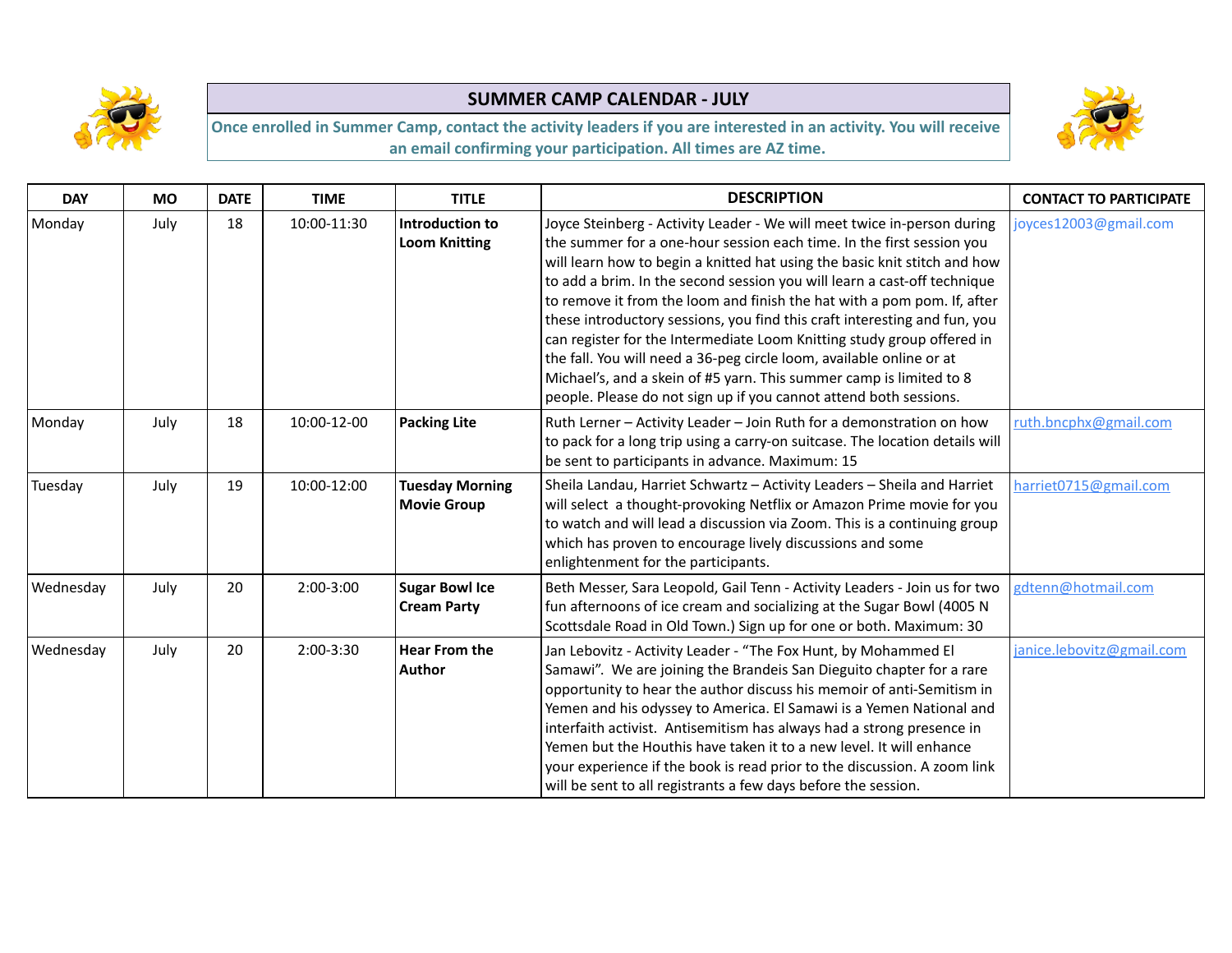## SUMMER CAMP CALENDAR - JULY

**Once enrolled in Summer Camp, contact the activity leaders if you are interested in an activity. You will receive an email confirming your participation. All times are AZ time.**

| DAY | MO | DATE | TIME | TITLE | DESCRIPTION | CONTACT TO PARTICIPATE |
|---|---|---|---|---|---|---|
| Monday | July | 18 | 10:00-11:30 | **Introduction to Loom Knitting** | Joyce Steinberg - Activity Leader - We will meet twice in-person during the summer for a one-hour session each time. In the first session you will learn how to begin a knitted hat using the basic knit stitch and how to add a brim. In the second session you will learn a cast-off technique to remove it from the loom and finish the hat with a pom pom. If, after these introductory sessions, you find this craft interesting and fun, you can register for the Intermediate Loom Knitting study group offered in the fall. You will need a 36-peg circle loom, available online or at Michael's, and a skein of #5 yarn. This summer camp is limited to 8 people. Please do not sign up if you cannot attend both sessions. | joyces12003@gmail.com |
| Monday | July | 18 | 10:00-12-00 | **Packing Lite** | Ruth Lerner – Activity Leader – Join Ruth for a demonstration on how to pack for a long trip using a carry-on suitcase. The location details will be sent to participants in advance. Maximum: 15 | ruth.bncphx@gmail.com |
| Tuesday | July | 19 | 10:00-12:00 | **Tuesday Morning Movie Group** | Sheila Landau, Harriet Schwartz – Activity Leaders – Sheila and Harriet will select a thought-provoking Netflix or Amazon Prime movie for you to watch and will lead a discussion via Zoom. This is a continuing group which has proven to encourage lively discussions and some enlightenment for the participants. | harriet0715@gmail.com |
| Wednesday | July | 20 | 2:00-3:00 | **Sugar Bowl Ice Cream Party** | Beth Messer, Sara Leopold, Gail Tenn - Activity Leaders - Join us for two fun afternoons of ice cream and socializing at the Sugar Bowl (4005 N Scottsdale Road in Old Town.) Sign up for one or both. Maximum: 30 | gdtenn@hotmail.com |
| Wednesday | July | 20 | 2:00-3:30 | **Hear From the Author** | Jan Lebovitz - Activity Leader - "The Fox Hunt, by Mohammed El Samawi". We are joining the Brandeis San Dieguito chapter for a rare opportunity to hear the author discuss his memoir of anti-Semitism in Yemen and his odyssey to America. El Samawi is a Yemen National and interfaith activist. Antisemitism has always had a strong presence in Yemen but the Houthis have taken it to a new level. It will enhance your experience if the book is read prior to the discussion. A zoom link will be sent to all registrants a few days before the session. | janice.lebovitz@gmail.com |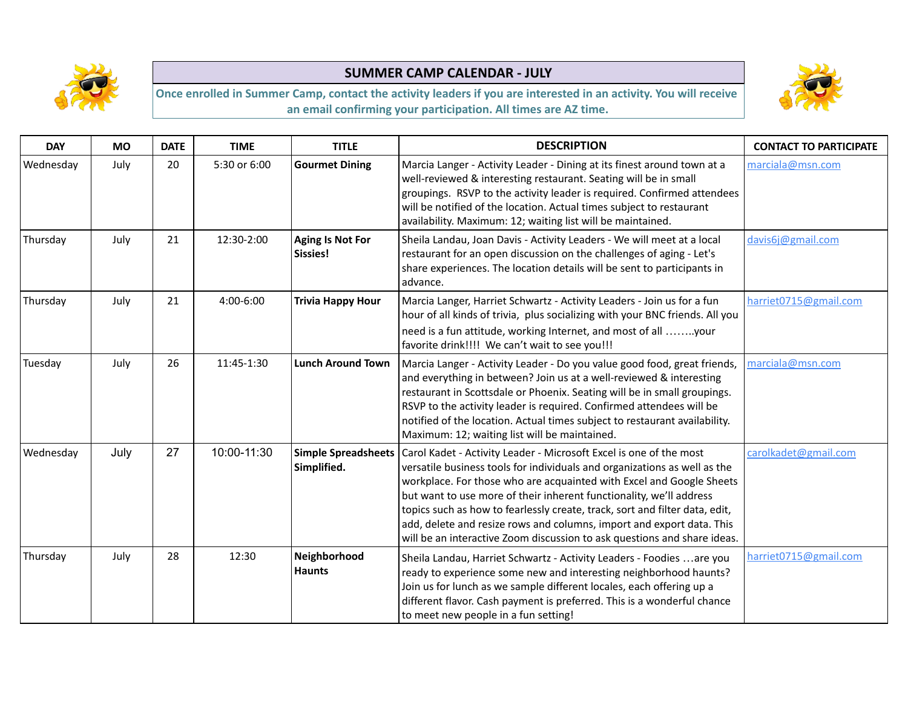# SUMMER CAMP CALENDAR - JULY

**Once enrolled in Summer Camp, contact the activity leaders if you are interested in an activity. You will receive an email confirming your participation. All times are AZ time.**

| DAY | MO | DATE | TIME | TITLE | DESCRIPTION | CONTACT TO PARTICIPATE |
|---|---|---|---|---|---|---|
| Wednesday | July | 20 | 5:30 or 6:00 | **Gourmet Dining** | Marcia Langer - Activity Leader - Dining at its finest around town at a well-reviewed & interesting restaurant. Seating will be in small groupings. RSVP to the activity leader is required. Confirmed attendees will be notified of the location. Actual times subject to restaurant availability. Maximum: 12; waiting list will be maintained. | marciala@msn.com |
| Thursday | July | 21 | 12:30-2:00 | **Aging Is Not For Sissies!** | Sheila Landau, Joan Davis - Activity Leaders - We will meet at a local restaurant for an open discussion on the challenges of aging - Let's share experiences. The location details will be sent to participants in advance. | davis6j@gmail.com |
| Thursday | July | 21 | 4:00-6:00 | **Trivia Happy Hour** | Marcia Langer, Harriet Schwartz - Activity Leaders - Join us for a fun hour of all kinds of trivia, plus socializing with your BNC friends. All you need is a fun attitude, working Internet, and most of all ……..your favorite drink!!!! We can't wait to see you!!! | harriet0715@gmail.com |
| Tuesday | July | 26 | 11:45-1:30 | **Lunch Around Town** | Marcia Langer - Activity Leader - Do you value good food, great friends, and everything in between? Join us at a well-reviewed & interesting restaurant in Scottsdale or Phoenix. Seating will be in small groupings. RSVP to the activity leader is required. Confirmed attendees will be notified of the location. Actual times subject to restaurant availability. Maximum: 12; waiting list will be maintained. | marciala@msn.com |
| Wednesday | July | 27 | 10:00-11:30 | **Simple Spreadsheets Simplified.** | Carol Kadet - Activity Leader - Microsoft Excel is one of the most versatile business tools for individuals and organizations as well as the workplace. For those who are acquainted with Excel and Google Sheets but want to use more of their inherent functionality, we'll address topics such as how to fearlessly create, track, sort and filter data, edit, add, delete and resize rows and columns, import and export data. This will be an interactive Zoom discussion to ask questions and share ideas. | carolkadet@gmail.com |
| Thursday | July | 28 | 12:30 | **Neighborhood Haunts** | Sheila Landau, Harriet Schwartz - Activity Leaders - Foodies …are you ready to experience some new and interesting neighborhood haunts? Join us for lunch as we sample different locales, each offering up a different flavor. Cash payment is preferred. This is a wonderful chance to meet new people in a fun setting! | harriet0715@gmail.com |